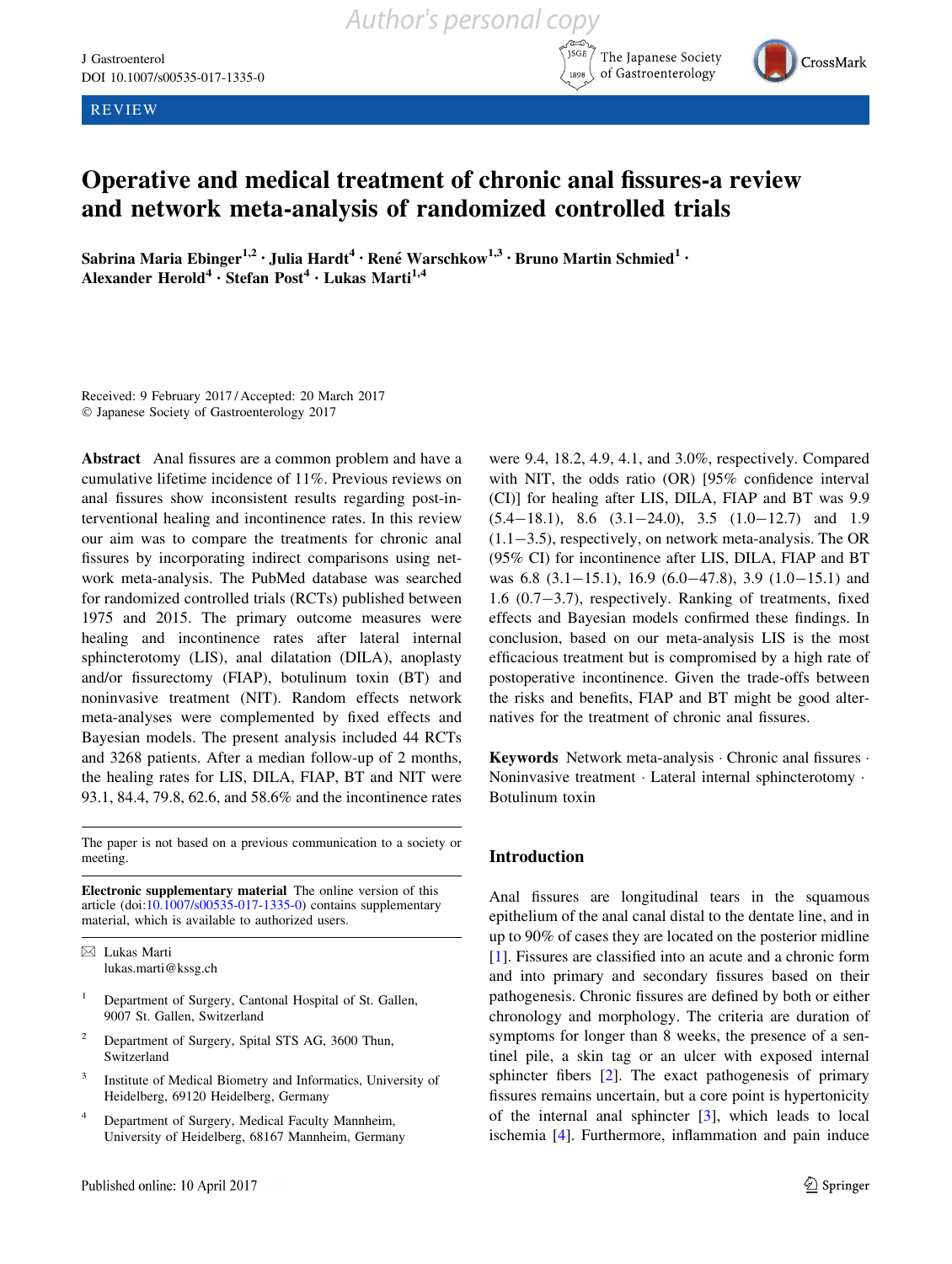REVIEW

# Operative and medical treatment of chronic anal fissures-a review and network meta-analysis of randomized controlled trials

**Sabrina Maria Ebinger[1,2] · Julia Hardt[4] · René Warschkow[1,3] · Bruno Martin Schmied[1] · Alexander Herold[4] · Stefan Post[4] · Lukas Marti[1,4]**

Received: 9 February 2017 / Accepted: 20 March 2017
© Japanese Society of Gastroenterology 2017

**Abstract** Anal fissures are a common problem and have a cumulative lifetime incidence of 11%. Previous reviews on anal fissures show inconsistent results regarding post-interventional healing and incontinence rates. In this review our aim was to compare the treatments for chronic anal fissures by incorporating indirect comparisons using network meta-analysis. The PubMed database was searched for randomized controlled trials (RCTs) published between 1975 and 2015. The primary outcome measures were healing and incontinence rates after lateral internal sphincterotomy (LIS), anal dilatation (DILA), anoplasty and/or fissurectomy (FIAP), botulinum toxin (BT) and noninvasive treatment (NIT). Random effects network meta-analyses were complemented by fixed effects and Bayesian models. The present analysis included 44 RCTs and 3268 patients. After a median follow-up of 2 months, the healing rates for LIS, DILA, FIAP, BT and NIT were 93.1, 84.4, 79.8, 62.6, and 58.6% and the incontinence rates were 9.4, 18.2, 4.9, 4.1, and 3.0%, respectively. Compared with NIT, the odds ratio (OR) [95% confidence interval (CI)] for healing after LIS, DILA, FIAP and BT was 9.9 (5.4−18.1), 8.6 (3.1−24.0), 3.5 (1.0−12.7) and 1.9 (1.1−3.5), respectively, on network meta-analysis. The OR (95% CI) for incontinence after LIS, DILA, FIAP and BT was 6.8 (3.1−15.1), 16.9 (6.0−47.8), 3.9 (1.0−15.1) and 1.6 (0.7−3.7), respectively. Ranking of treatments, fixed effects and Bayesian models confirmed these findings. In conclusion, based on our meta-analysis LIS is the most efficacious treatment but is compromised by a high rate of postoperative incontinence. Given the trade-offs between the risks and benefits, FIAP and BT might be good alternatives for the treatment of chronic anal fissures.

**Keywords** Network meta-analysis · Chronic anal fissures · Noninvasive treatment · Lateral internal sphincterotomy · Botulinum toxin

The paper is not based on a previous communication to a society or meeting.

**Electronic supplementary material** The online version of this article (doi:10.1007/s00535-017-1335-0) contains supplementary material, which is available to authorized users.

✉ Lukas Marti
lukas.marti@kssg.ch

[1] Department of Surgery, Cantonal Hospital of St. Gallen, 9007 St. Gallen, Switzerland

[2] Department of Surgery, Spital STS AG, 3600 Thun, Switzerland

[3] Institute of Medical Biometry and Informatics, University of Heidelberg, 69120 Heidelberg, Germany

[4] Department of Surgery, Medical Faculty Mannheim, University of Heidelberg, 68167 Mannheim, Germany

Published online: 10 April 2017

## Introduction

Anal fissures are longitudinal tears in the squamous epithelium of the anal canal distal to the dentate line, and in up to 90% of cases they are located on the posterior midline [1]. Fissures are classified into an acute and a chronic form and into primary and secondary fissures based on their pathogenesis. Chronic fissures are defined by both or either chronology and morphology. The criteria are duration of symptoms for longer than 8 weeks, the presence of a sentinel pile, a skin tag or an ulcer with exposed internal sphincter fibers [2]. The exact pathogenesis of primary fissures remains uncertain, but a core point is hypertonicity of the internal anal sphincter [3], which leads to local ischemia [4]. Furthermore, inflammation and pain induce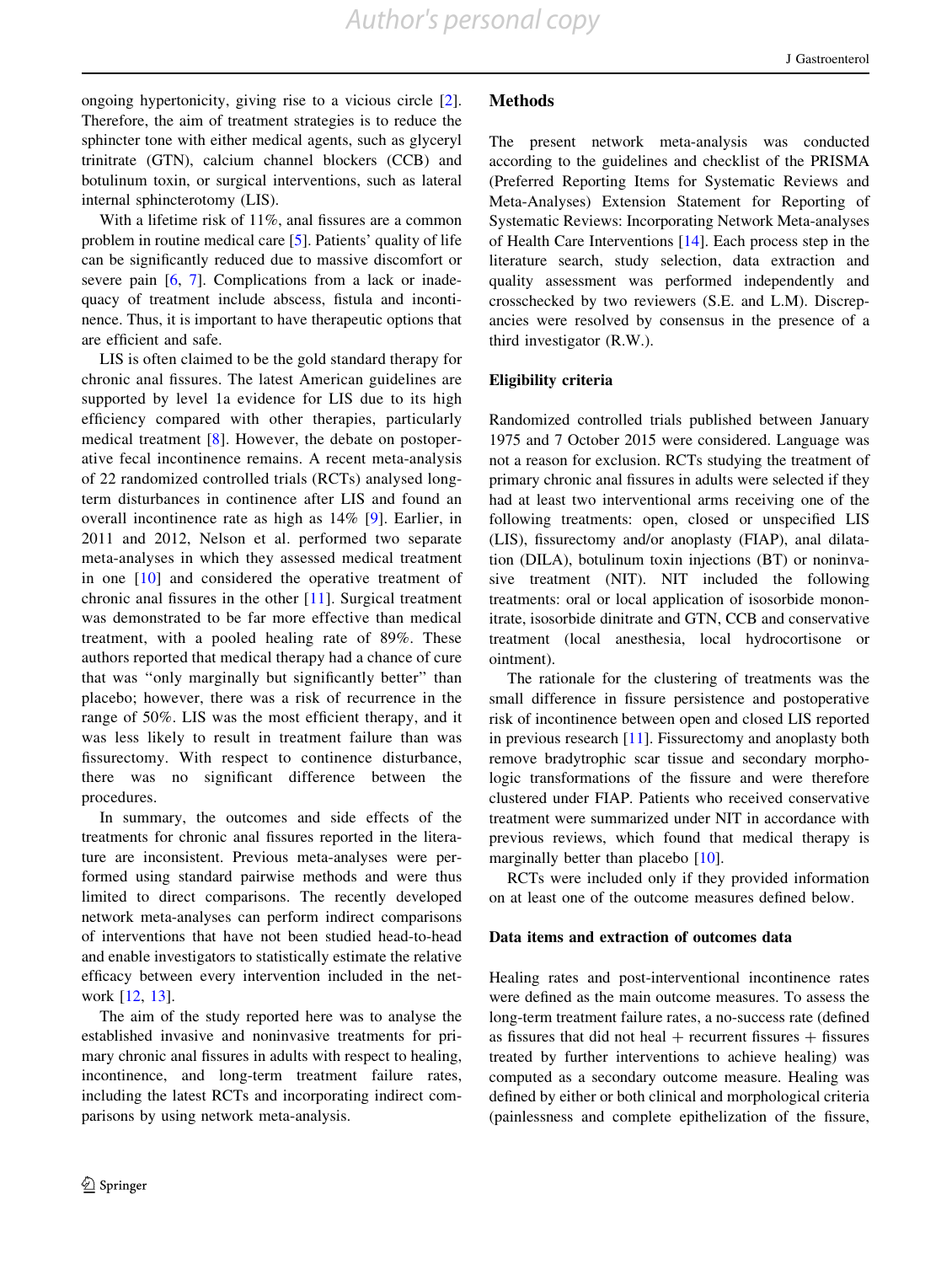ongoing hypertonicity, giving rise to a vicious circle [2]. Therefore, the aim of treatment strategies is to reduce the sphincter tone with either medical agents, such as glyceryl trinitrate (GTN), calcium channel blockers (CCB) and botulinum toxin, or surgical interventions, such as lateral internal sphincterotomy (LIS).

With a lifetime risk of 11%, anal fissures are a common problem in routine medical care [5]. Patients' quality of life can be significantly reduced due to massive discomfort or severe pain [6, 7]. Complications from a lack or inadequacy of treatment include abscess, fistula and incontinence. Thus, it is important to have therapeutic options that are efficient and safe.

LIS is often claimed to be the gold standard therapy for chronic anal fissures. The latest American guidelines are supported by level 1a evidence for LIS due to its high efficiency compared with other therapies, particularly medical treatment [8]. However, the debate on postoperative fecal incontinence remains. A recent meta-analysis of 22 randomized controlled trials (RCTs) analysed long-term disturbances in continence after LIS and found an overall incontinence rate as high as 14% [9]. Earlier, in 2011 and 2012, Nelson et al. performed two separate meta-analyses in which they assessed medical treatment in one [10] and considered the operative treatment of chronic anal fissures in the other [11]. Surgical treatment was demonstrated to be far more effective than medical treatment, with a pooled healing rate of 89%. These authors reported that medical therapy had a chance of cure that was "only marginally but significantly better" than placebo; however, there was a risk of recurrence in the range of 50%. LIS was the most efficient therapy, and it was less likely to result in treatment failure than was fissurectomy. With respect to continence disturbance, there was no significant difference between the procedures.

In summary, the outcomes and side effects of the treatments for chronic anal fissures reported in the literature are inconsistent. Previous meta-analyses were performed using standard pairwise methods and were thus limited to direct comparisons. The recently developed network meta-analyses can perform indirect comparisons of interventions that have not been studied head-to-head and enable investigators to statistically estimate the relative efficacy between every intervention included in the network [12, 13].

The aim of the study reported here was to analyse the established invasive and noninvasive treatments for primary chronic anal fissures in adults with respect to healing, incontinence, and long-term treatment failure rates, including the latest RCTs and incorporating indirect comparisons by using network meta-analysis.

## Methods

The present network meta-analysis was conducted according to the guidelines and checklist of the PRISMA (Preferred Reporting Items for Systematic Reviews and Meta-Analyses) Extension Statement for Reporting of Systematic Reviews: Incorporating Network Meta-analyses of Health Care Interventions [14]. Each process step in the literature search, study selection, data extraction and quality assessment was performed independently and crosschecked by two reviewers (S.E. and L.M). Discrepancies were resolved by consensus in the presence of a third investigator (R.W.).

### Eligibility criteria

Randomized controlled trials published between January 1975 and 7 October 2015 were considered. Language was not a reason for exclusion. RCTs studying the treatment of primary chronic anal fissures in adults were selected if they had at least two interventional arms receiving one of the following treatments: open, closed or unspecified LIS (LIS), fissurectomy and/or anoplasty (FIAP), anal dilatation (DILA), botulinum toxin injections (BT) or noninvasive treatment (NIT). NIT included the following treatments: oral or local application of isosorbide mononitrate, isosorbide dinitrate and GTN, CCB and conservative treatment (local anesthesia, local hydrocortisone or ointment).

The rationale for the clustering of treatments was the small difference in fissure persistence and postoperative risk of incontinence between open and closed LIS reported in previous research [11]. Fissurectomy and anoplasty both remove bradytrophic scar tissue and secondary morphologic transformations of the fissure and were therefore clustered under FIAP. Patients who received conservative treatment were summarized under NIT in accordance with previous reviews, which found that medical therapy is marginally better than placebo [10].

RCTs were included only if they provided information on at least one of the outcome measures defined below.

### Data items and extraction of outcomes data

Healing rates and post-interventional incontinence rates were defined as the main outcome measures. To assess the long-term treatment failure rates, a no-success rate (defined as fissures that did not heal + recurrent fissures + fissures treated by further interventions to achieve healing) was computed as a secondary outcome measure. Healing was defined by either or both clinical and morphological criteria (painlessness and complete epithelization of the fissure,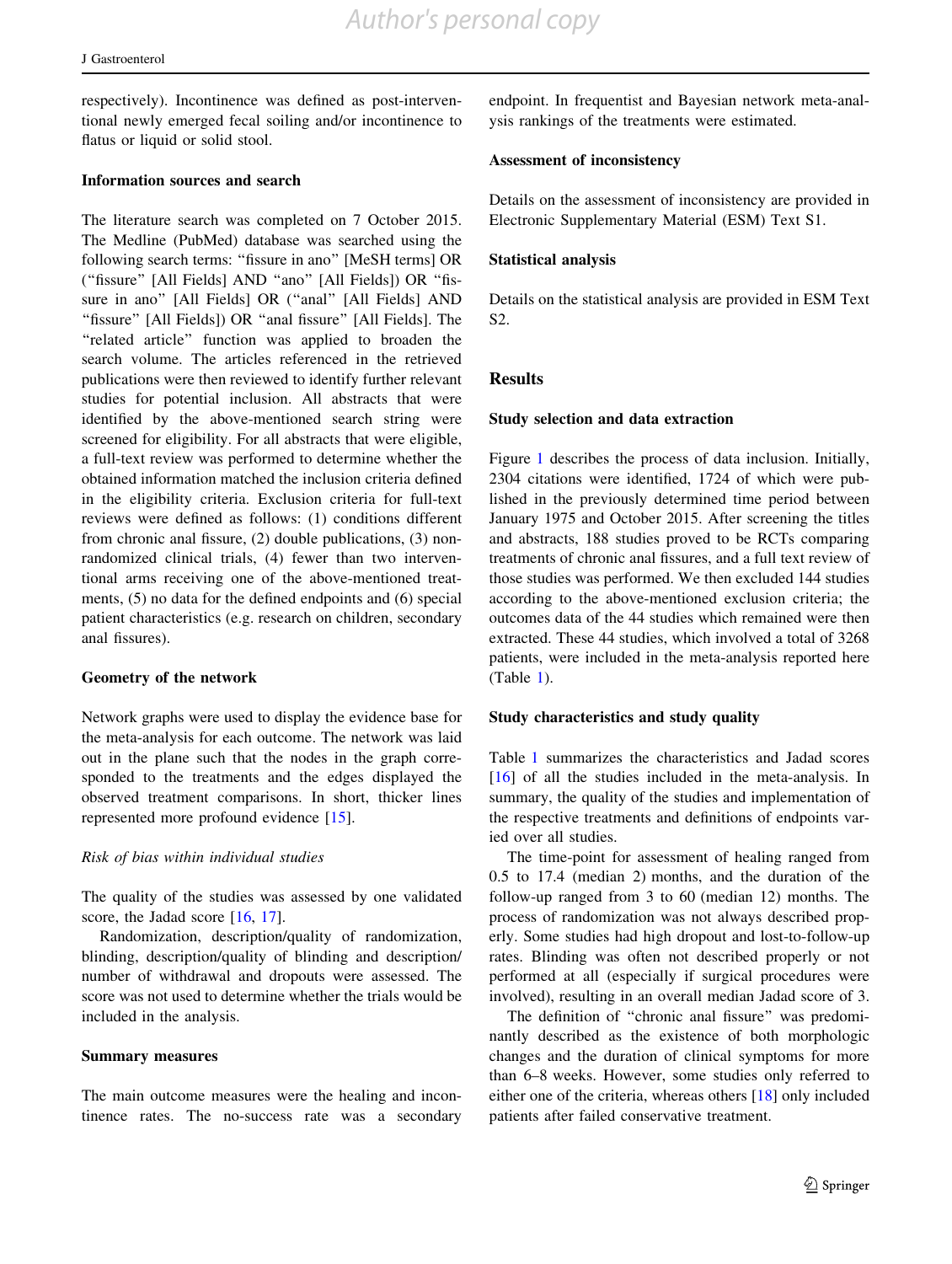respectively). Incontinence was defined as post-interventional newly emerged fecal soiling and/or incontinence to flatus or liquid or solid stool.

### Information sources and search

The literature search was completed on 7 October 2015. The Medline (PubMed) database was searched using the following search terms: "fissure in ano" [MeSH terms] OR ("fissure" [All Fields] AND "ano" [All Fields]) OR "fissure in ano" [All Fields] OR ("anal" [All Fields] AND "fissure" [All Fields]) OR "anal fissure" [All Fields]. The "related article" function was applied to broaden the search volume. The articles referenced in the retrieved publications were then reviewed to identify further relevant studies for potential inclusion. All abstracts that were identified by the above-mentioned search string were screened for eligibility. For all abstracts that were eligible, a full-text review was performed to determine whether the obtained information matched the inclusion criteria defined in the eligibility criteria. Exclusion criteria for full-text reviews were defined as follows: (1) conditions different from chronic anal fissure, (2) double publications, (3) non-randomized clinical trials, (4) fewer than two interventional arms receiving one of the above-mentioned treatments, (5) no data for the defined endpoints and (6) special patient characteristics (e.g. research on children, secondary anal fissures).

### Geometry of the network

Network graphs were used to display the evidence base for the meta-analysis for each outcome. The network was laid out in the plane such that the nodes in the graph corresponded to the treatments and the edges displayed the observed treatment comparisons. In short, thicker lines represented more profound evidence [15].

#### *Risk of bias within individual studies*

The quality of the studies was assessed by one validated score, the Jadad score [16, 17].

Randomization, description/quality of randomization, blinding, description/quality of blinding and description/number of withdrawal and dropouts were assessed. The score was not used to determine whether the trials would be included in the analysis.

### Summary measures

The main outcome measures were the healing and incontinence rates. The no-success rate was a secondary endpoint. In frequentist and Bayesian network meta-analysis rankings of the treatments were estimated.

### Assessment of inconsistency

Details on the assessment of inconsistency are provided in Electronic Supplementary Material (ESM) Text S1.

### Statistical analysis

Details on the statistical analysis are provided in ESM Text S2.

## Results

### Study selection and data extraction

Figure 1 describes the process of data inclusion. Initially, 2304 citations were identified, 1724 of which were published in the previously determined time period between January 1975 and October 2015. After screening the titles and abstracts, 188 studies proved to be RCTs comparing treatments of chronic anal fissures, and a full text review of those studies was performed. We then excluded 144 studies according to the above-mentioned exclusion criteria; the outcomes data of the 44 studies which remained were then extracted. These 44 studies, which involved a total of 3268 patients, were included in the meta-analysis reported here (Table 1).

### Study characteristics and study quality

Table 1 summarizes the characteristics and Jadad scores [16] of all the studies included in the meta-analysis. In summary, the quality of the studies and implementation of the respective treatments and definitions of endpoints varied over all studies.

The time-point for assessment of healing ranged from 0.5 to 17.4 (median 2) months, and the duration of the follow-up ranged from 3 to 60 (median 12) months. The process of randomization was not always described properly. Some studies had high dropout and lost-to-follow-up rates. Blinding was often not described properly or not performed at all (especially if surgical procedures were involved), resulting in an overall median Jadad score of 3.

The definition of "chronic anal fissure" was predominantly described as the existence of both morphologic changes and the duration of clinical symptoms for more than 6–8 weeks. However, some studies only referred to either one of the criteria, whereas others [18] only included patients after failed conservative treatment.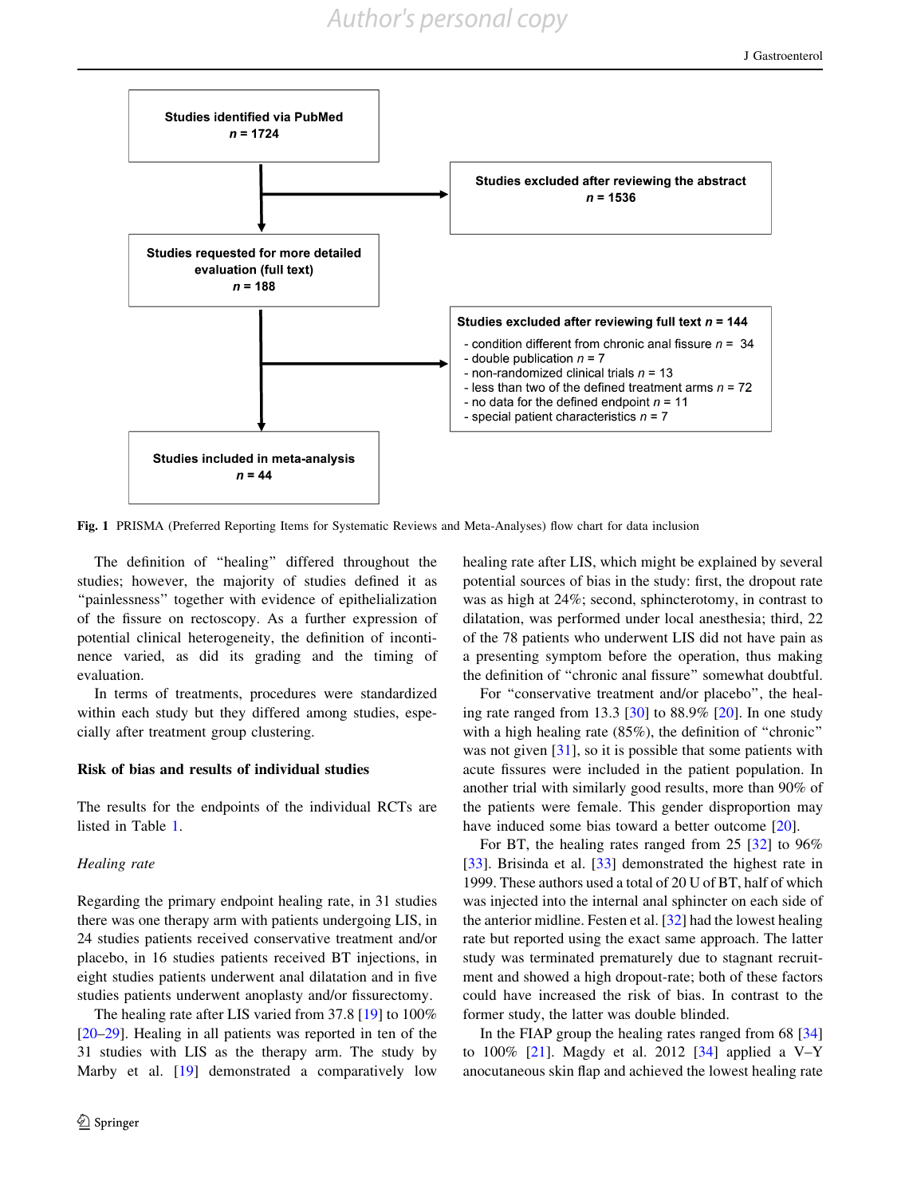Studies identified via PubMed
$n = 1724$

Studies excluded after reviewing the abstract
$n = 1536$

Studies requested for more detailed evaluation (full text)
$n = 188$

Studies excluded after reviewing full text $n = 144$

- condition different from chronic anal fissure $n = 34$
- double publication $n = 7$
- non-randomized clinical trials $n = 13$
- less than two of the defined treatment arms $n = 72$
- no data for the defined endpoint $n = 11$
- special patient characteristics $n = 7$

Studies included in meta-analysis
$n = 44$

**Fig. 1** PRISMA (Preferred Reporting Items for Systematic Reviews and Meta-Analyses) flow chart for data inclusion

The definition of "healing" differed throughout the studies; however, the majority of studies defined it as "painlessness" together with evidence of epithelialization of the fissure on rectoscopy. As a further expression of potential clinical heterogeneity, the definition of incontinence varied, as did its grading and the timing of evaluation.

In terms of treatments, procedures were standardized within each study but they differed among studies, especially after treatment group clustering.

### Risk of bias and results of individual studies

The results for the endpoints of the individual RCTs are listed in Table 1.

#### *Healing rate*

Regarding the primary endpoint healing rate, in 31 studies there was one therapy arm with patients undergoing LIS, in 24 studies patients received conservative treatment and/or placebo, in 16 studies patients received BT injections, in eight studies patients underwent anal dilatation and in five studies patients underwent anoplasty and/or fissurectomy.

The healing rate after LIS varied from 37.8 [19] to 100% [20–29]. Healing in all patients was reported in ten of the 31 studies with LIS as the therapy arm. The study by Marby et al. [19] demonstrated a comparatively low healing rate after LIS, which might be explained by several potential sources of bias in the study: first, the dropout rate was as high at 24%; second, sphincterotomy, in contrast to dilatation, was performed under local anesthesia; third, 22 of the 78 patients who underwent LIS did not have pain as a presenting symptom before the operation, thus making the definition of "chronic anal fissure" somewhat doubtful.

For "conservative treatment and/or placebo", the healing rate ranged from 13.3 [30] to 88.9% [20]. In one study with a high healing rate (85%), the definition of "chronic" was not given [31], so it is possible that some patients with acute fissures were included in the patient population. In another trial with similarly good results, more than 90% of the patients were female. This gender disproportion may have induced some bias toward a better outcome [20].

For BT, the healing rates ranged from 25 [32] to 96% [33]. Brisinda et al. [33] demonstrated the highest rate in 1999. These authors used a total of 20 U of BT, half of which was injected into the internal anal sphincter on each side of the anterior midline. Festen et al. [32] had the lowest healing rate but reported using the exact same approach. The latter study was terminated prematurely due to stagnant recruitment and showed a high dropout-rate; both of these factors could have increased the risk of bias. In contrast to the former study, the latter was double blinded.

In the FIAP group the healing rates ranged from 68 [34] to 100% [21]. Magdy et al. 2012 [34] applied a V–Y anocutaneous skin flap and achieved the lowest healing rate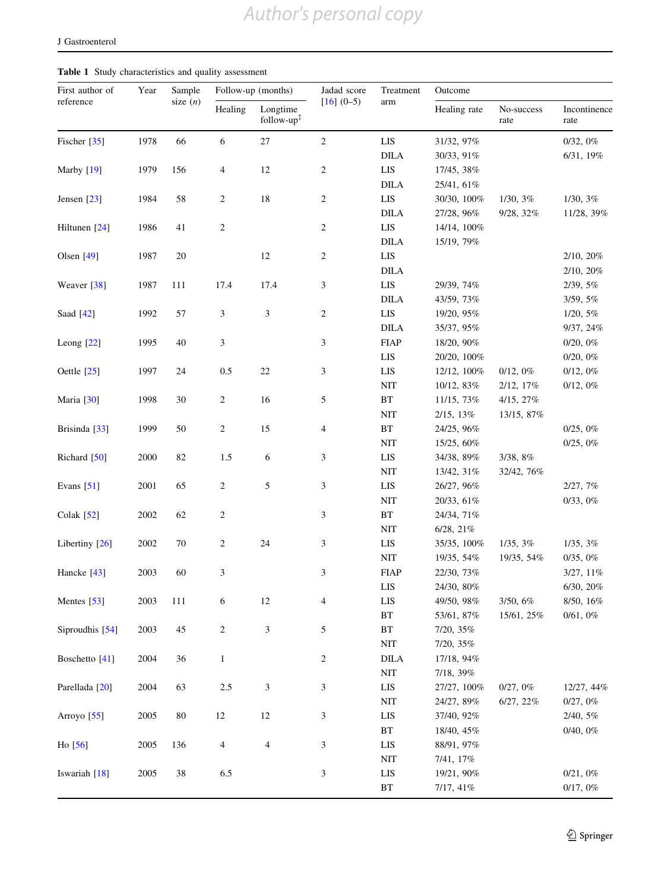**Table 1** Study characteristics and quality assessment

| First author of reference | Year | Sample size (*n*) | Follow-up (months) | | Jadad score [16] (0–5) | Treatment arm | Outcome | | |
|---|---|---|---|---|---|---|---|---|---|
| | | | Healing | Longtime follow-up‡ | | | Healing rate | No-success rate | Incontinence rate |
| Fischer [35] | 1978 | 66 | 6 | 27 | 2 | LIS | 31/32, 97% | | 0/32, 0% |
| | | | | | | DILA | 30/33, 91% | | 6/31, 19% |
| Marby [19] | 1979 | 156 | 4 | 12 | 2 | LIS | 17/45, 38% | | |
| | | | | | | DILA | 25/41, 61% | | |
| Jensen [23] | 1984 | 58 | 2 | 18 | 2 | LIS | 30/30, 100% | 1/30, 3% | 1/30, 3% |
| | | | | | | DILA | 27/28, 96% | 9/28, 32% | 11/28, 39% |
| Hiltunen [24] | 1986 | 41 | 2 | | 2 | LIS | 14/14, 100% | | |
| | | | | | | DILA | 15/19, 79% | | |
| Olsen [49] | 1987 | 20 | | 12 | 2 | LIS | | | 2/10, 20% |
| | | | | | | DILA | | | 2/10, 20% |
| Weaver [38] | 1987 | 111 | 17.4 | 17.4 | 3 | LIS | 29/39, 74% | | 2/39, 5% |
| | | | | | | DILA | 43/59, 73% | | 3/59, 5% |
| Saad [42] | 1992 | 57 | 3 | 3 | 2 | LIS | 19/20, 95% | | 1/20, 5% |
| | | | | | | DILA | 35/37, 95% | | 9/37, 24% |
| Leong [22] | 1995 | 40 | 3 | | 3 | FIAP | 18/20, 90% | | 0/20, 0% |
| | | | | | | LIS | 20/20, 100% | | 0/20, 0% |
| Oettle [25] | 1997 | 24 | 0.5 | 22 | 3 | LIS | 12/12, 100% | 0/12, 0% | 0/12, 0% |
| | | | | | | NIT | 10/12, 83% | 2/12, 17% | 0/12, 0% |
| Maria [30] | 1998 | 30 | 2 | 16 | 5 | BT | 11/15, 73% | 4/15, 27% | |
| | | | | | | NIT | 2/15, 13% | 13/15, 87% | |
| Brisinda [33] | 1999 | 50 | 2 | 15 | 4 | BT | 24/25, 96% | | 0/25, 0% |
| | | | | | | NIT | 15/25, 60% | | 0/25, 0% |
| Richard [50] | 2000 | 82 | 1.5 | 6 | 3 | LIS | 34/38, 89% | 3/38, 8% | |
| | | | | | | NIT | 13/42, 31% | 32/42, 76% | |
| Evans [51] | 2001 | 65 | 2 | 5 | 3 | LIS | 26/27, 96% | | 2/27, 7% |
| | | | | | | NIT | 20/33, 61% | | 0/33, 0% |
| Colak [52] | 2002 | 62 | 2 | | 3 | BT | 24/34, 71% | | |
| | | | | | | NIT | 6/28, 21% | | |
| Libertiny [26] | 2002 | 70 | 2 | 24 | 3 | LIS | 35/35, 100% | 1/35, 3% | 1/35, 3% |
| | | | | | | NIT | 19/35, 54% | 19/35, 54% | 0/35, 0% |
| Hancke [43] | 2003 | 60 | 3 | | 3 | FIAP | 22/30, 73% | | 3/27, 11% |
| | | | | | | LIS | 24/30, 80% | | 6/30, 20% |
| Mentes [53] | 2003 | 111 | 6 | 12 | 4 | LIS | 49/50, 98% | 3/50, 6% | 8/50, 16% |
| | | | | | | BT | 53/61, 87% | 15/61, 25% | 0/61, 0% |
| Siproudhis [54] | 2003 | 45 | 2 | 3 | 5 | BT | 7/20, 35% | | |
| | | | | | | NIT | 7/20, 35% | | |
| Boschetto [41] | 2004 | 36 | 1 | | 2 | DILA | 17/18, 94% | | |
| | | | | | | NIT | 7/18, 39% | | |
| Parellada [20] | 2004 | 63 | 2.5 | 3 | 3 | LIS | 27/27, 100% | 0/27, 0% | 12/27, 44% |
| | | | | | | NIT | 24/27, 89% | 6/27, 22% | 0/27, 0% |
| Arroyo [55] | 2005 | 80 | 12 | 12 | 3 | LIS | 37/40, 92% | | 2/40, 5% |
| | | | | | | BT | 18/40, 45% | | 0/40, 0% |
| Ho [56] | 2005 | 136 | 4 | 4 | 3 | LIS | 88/91, 97% | | |
| | | | | | | NIT | 7/41, 17% | | |
| Iswariah [18] | 2005 | 38 | 6.5 | | 3 | LIS | 19/21, 90% | | 0/21, 0% |
| | | | | | | BT | 7/17, 41% | | 0/17, 0% |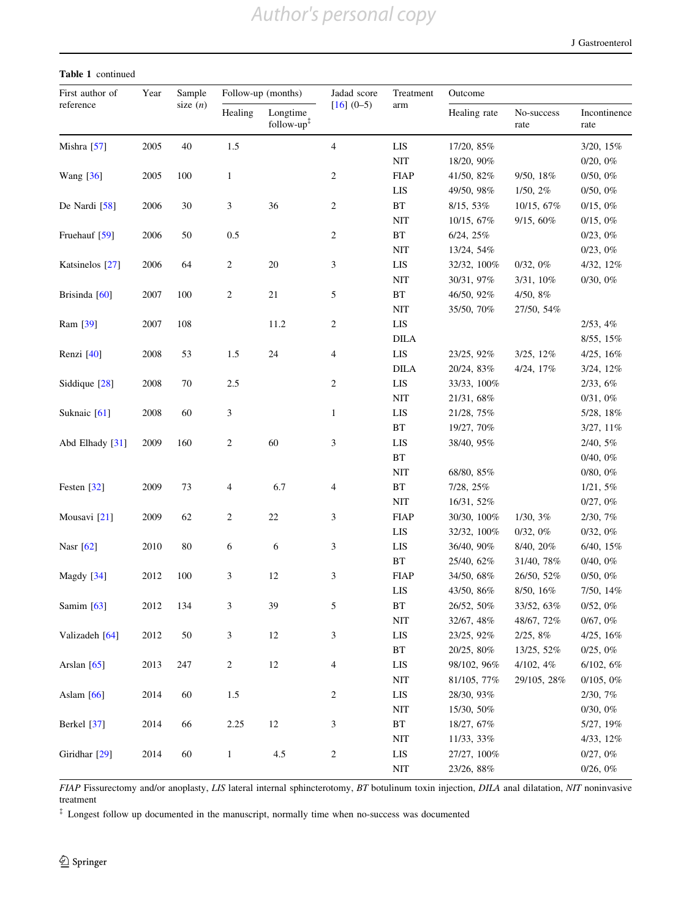**Table 1** continued

| First author of reference | Year | Sample size (*n*) | Follow-up (months) | | Jadad score [16] (0–5) | Treatment arm | Outcome | | |
|---|---|---|---|---|---|---|---|---|---|
| | | | Healing | Longtime follow-up‡ | | | Healing rate | No-success rate | Incontinence rate |
| Mishra [57] | 2005 | 40 | 1.5 | | 4 | LIS | 17/20, 85% | | 3/20, 15% |
| | | | | | | NIT | 18/20, 90% | | 0/20, 0% |
| Wang [36] | 2005 | 100 | 1 | | 2 | FIAP | 41/50, 82% | 9/50, 18% | 0/50, 0% |
| | | | | | | LIS | 49/50, 98% | 1/50, 2% | 0/50, 0% |
| De Nardi [58] | 2006 | 30 | 3 | 36 | 2 | BT | 8/15, 53% | 10/15, 67% | 0/15, 0% |
| | | | | | | NIT | 10/15, 67% | 9/15, 60% | 0/15, 0% |
| Fruehauf [59] | 2006 | 50 | 0.5 | | 2 | BT | 6/24, 25% | | 0/23, 0% |
| | | | | | | NIT | 13/24, 54% | | 0/23, 0% |
| Katsinelos [27] | 2006 | 64 | 2 | 20 | 3 | LIS | 32/32, 100% | 0/32, 0% | 4/32, 12% |
| | | | | | | NIT | 30/31, 97% | 3/31, 10% | 0/30, 0% |
| Brisinda [60] | 2007 | 100 | 2 | 21 | 5 | BT | 46/50, 92% | 4/50, 8% | |
| | | | | | | NIT | 35/50, 70% | 27/50, 54% | |
| Ram [39] | 2007 | 108 | | 11.2 | 2 | LIS | | | 2/53, 4% |
| | | | | | | DILA | | | 8/55, 15% |
| Renzi [40] | 2008 | 53 | 1.5 | 24 | 4 | LIS | 23/25, 92% | 3/25, 12% | 4/25, 16% |
| | | | | | | DILA | 20/24, 83% | 4/24, 17% | 3/24, 12% |
| Siddique [28] | 2008 | 70 | 2.5 | | 2 | LIS | 33/33, 100% | | 2/33, 6% |
| | | | | | | NIT | 21/31, 68% | | 0/31, 0% |
| Suknaic [61] | 2008 | 60 | 3 | | 1 | LIS | 21/28, 75% | | 5/28, 18% |
| | | | | | | BT | 19/27, 70% | | 3/27, 11% |
| Abd Elhady [31] | 2009 | 160 | 2 | 60 | 3 | LIS | 38/40, 95% | | 2/40, 5% |
| | | | | | | BT | | | 0/40, 0% |
| | | | | | | NIT | 68/80, 85% | | 0/80, 0% |
| Festen [32] | 2009 | 73 | 4 | 6.7 | 4 | BT | 7/28, 25% | | 1/21, 5% |
| | | | | | | NIT | 16/31, 52% | | 0/27, 0% |
| Mousavi [21] | 2009 | 62 | 2 | 22 | 3 | FIAP | 30/30, 100% | 1/30, 3% | 2/30, 7% |
| | | | | | | LIS | 32/32, 100% | 0/32, 0% | 0/32, 0% |
| Nasr [62] | 2010 | 80 | 6 | 6 | 3 | LIS | 36/40, 90% | 8/40, 20% | 6/40, 15% |
| | | | | | | BT | 25/40, 62% | 31/40, 78% | 0/40, 0% |
| Magdy [34] | 2012 | 100 | 3 | 12 | 3 | FIAP | 34/50, 68% | 26/50, 52% | 0/50, 0% |
| | | | | | | LIS | 43/50, 86% | 8/50, 16% | 7/50, 14% |
| Samim [63] | 2012 | 134 | 3 | 39 | 5 | BT | 26/52, 50% | 33/52, 63% | 0/52, 0% |
| | | | | | | NIT | 32/67, 48% | 48/67, 72% | 0/67, 0% |
| Valizadeh [64] | 2012 | 50 | 3 | 12 | 3 | LIS | 23/25, 92% | 2/25, 8% | 4/25, 16% |
| | | | | | | BT | 20/25, 80% | 13/25, 52% | 0/25, 0% |
| Arslan [65] | 2013 | 247 | 2 | 12 | 4 | LIS | 98/102, 96% | 4/102, 4% | 6/102, 6% |
| | | | | | | NIT | 81/105, 77% | 29/105, 28% | 0/105, 0% |
| Aslam [66] | 2014 | 60 | 1.5 | | 2 | LIS | 28/30, 93% | | 2/30, 7% |
| | | | | | | NIT | 15/30, 50% | | 0/30, 0% |
| Berkel [37] | 2014 | 66 | 2.25 | 12 | 3 | BT | 18/27, 67% | | 5/27, 19% |
| | | | | | | NIT | 11/33, 33% | | 4/33, 12% |
| Giridhar [29] | 2014 | 60 | 1 | 4.5 | 2 | LIS | 27/27, 100% | | 0/27, 0% |
| | | | | | | NIT | 23/26, 88% | | 0/26, 0% |

*FIAP* Fissurectomy and/or anoplasty, *LIS* lateral internal sphincterotomy, *BT* botulinum toxin injection, *DILA* anal dilatation, *NIT* noninvasive treatment

‡ Longest follow up documented in the manuscript, normally time when no-success was documented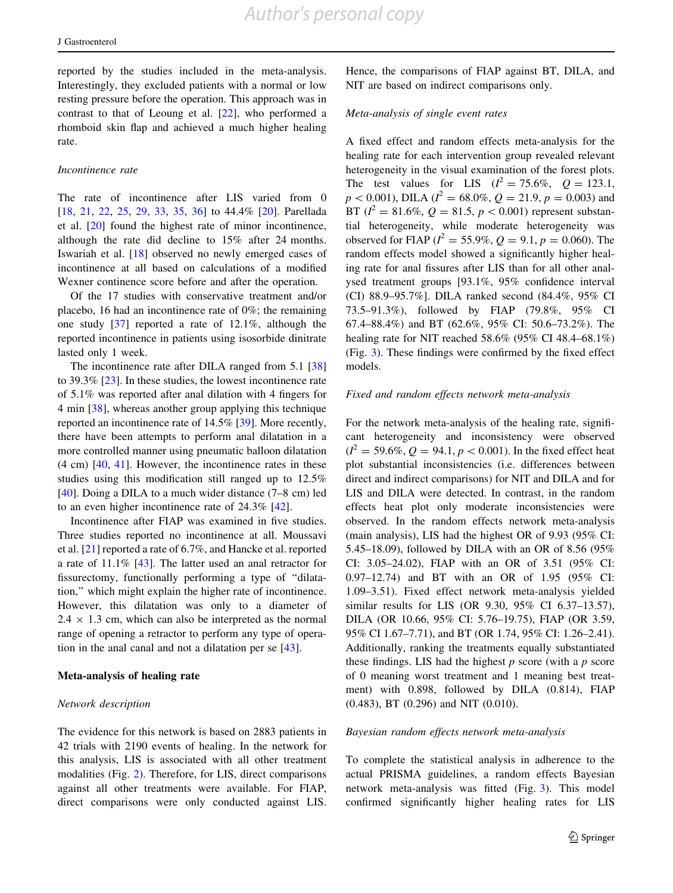reported by the studies included in the meta-analysis. Interestingly, they excluded patients with a normal or low resting pressure before the operation. This approach was in contrast to that of Leoung et al. [22], who performed a rhomboid skin flap and achieved a much higher healing rate.

*Incontinence rate*

The rate of incontinence after LIS varied from 0 [18, 21, 22, 25, 29, 33, 35, 36] to 44.4% [20]. Parellada et al. [20] found the highest rate of minor incontinence, although the rate did decline to 15% after 24 months. Iswariah et al. [18] observed no newly emerged cases of incontinence at all based on calculations of a modified Wexner continence score before and after the operation.

Of the 17 studies with conservative treatment and/or placebo, 16 had an incontinence rate of 0%; the remaining one study [37] reported a rate of 12.1%, although the reported incontinence in patients using isosorbide dinitrate lasted only 1 week.

The incontinence rate after DILA ranged from 5.1 [38] to 39.3% [23]. In these studies, the lowest incontinence rate of 5.1% was reported after anal dilation with 4 fingers for 4 min [38], whereas another group applying this technique reported an incontinence rate of 14.5% [39]. More recently, there have been attempts to perform anal dilatation in a more controlled manner using pneumatic balloon dilatation (4 cm) [40, 41]. However, the incontinence rates in these studies using this modification still ranged up to 12.5% [40]. Doing a DILA to a much wider distance (7–8 cm) led to an even higher incontinence rate of 24.3% [42].

Incontinence after FIAP was examined in five studies. Three studies reported no incontinence at all. Moussavi et al. [21] reported a rate of 6.7%, and Hancke et al. reported a rate of 11.1% [43]. The latter used an anal retractor for fissurectomy, functionally performing a type of "dilatation," which might explain the higher rate of incontinence. However, this dilatation was only to a diameter of $2.4 \times 1.3$ cm, which can also be interpreted as the normal range of opening a retractor to perform any type of operation in the anal canal and not a dilatation per se [43].

## Meta-analysis of healing rate

*Network description*

The evidence for this network is based on 2883 patients in 42 trials with 2190 events of healing. In the network for this analysis, LIS is associated with all other treatment modalities (Fig. 2). Therefore, for LIS, direct comparisons against all other treatments were available. For FIAP, direct comparisons were only conducted against LIS. Hence, the comparisons of FIAP against BT, DILA, and NIT are based on indirect comparisons only.

*Meta-analysis of single event rates*

A fixed effect and random effects meta-analysis for the healing rate for each intervention group revealed relevant heterogeneity in the visual examination of the forest plots. The test values for LIS ($I^2 = 75.6\%$, $Q = 123.1$, $p < 0.001$), DILA ($I^2 = 68.0\%$, $Q = 21.9$, $p = 0.003$) and BT ($I^2 = 81.6\%$, $Q = 81.5$, $p < 0.001$) represent substantial heterogeneity, while moderate heterogeneity was observed for FIAP ($I^2 = 55.9\%$, $Q = 9.1$, $p = 0.060$). The random effects model showed a significantly higher healing rate for anal fissures after LIS than for all other analysed treatment groups [93.1%, 95% confidence interval (CI) 88.9–95.7%]. DILA ranked second (84.4%, 95% CI 73.5–91.3%), followed by FIAP (79.8%, 95% CI 67.4–88.4%) and BT (62.6%, 95% CI: 50.6–73.2%). The healing rate for NIT reached 58.6% (95% CI 48.4–68.1%) (Fig. 3). These findings were confirmed by the fixed effect models.

*Fixed and random effects network meta-analysis*

For the network meta-analysis of the healing rate, significant heterogeneity and inconsistency were observed ($I^2 = 59.6\%$, $Q = 94.1$, $p < 0.001$). In the fixed effect heat plot substantial inconsistencies (i.e. differences between direct and indirect comparisons) for NIT and DILA and for LIS and DILA were detected. In contrast, in the random effects heat plot only moderate inconsistencies were observed. In the random effects network meta-analysis (main analysis), LIS had the highest OR of 9.93 (95% CI: 5.45–18.09), followed by DILA with an OR of 8.56 (95% CI: 3.05–24.02), FIAP with an OR of 3.51 (95% CI: 0.97–12.74) and BT with an OR of 1.95 (95% CI: 1.09–3.51). Fixed effect network meta-analysis yielded similar results for LIS (OR 9.30, 95% CI 6.37–13.57), DILA (OR 10.66, 95% CI: 5.76–19.75), FIAP (OR 3.59, 95% CI 1.67–7.71), and BT (OR 1.74, 95% CI: 1.26–2.41). Additionally, ranking the treatments equally substantiated these findings. LIS had the highest *p* score (with a *p* score of 0 meaning worst treatment and 1 meaning best treatment) with 0.898, followed by DILA (0.814), FIAP (0.483), BT (0.296) and NIT (0.010).

*Bayesian random effects network meta-analysis*

To complete the statistical analysis in adherence to the actual PRISMA guidelines, a random effects Bayesian network meta-analysis was fitted (Fig. 3). This model confirmed significantly higher healing rates for LIS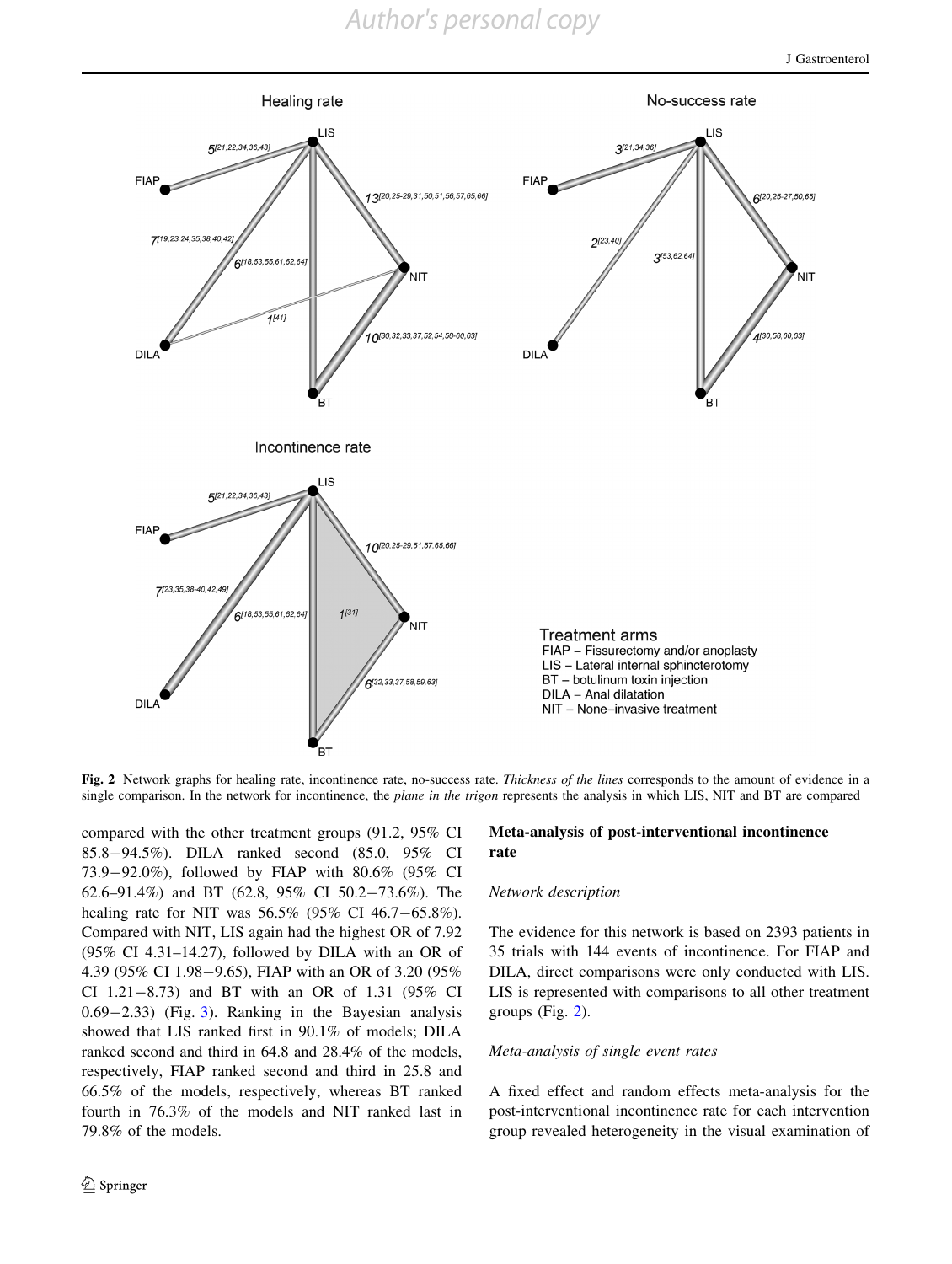Fig. 2 Network graphs for healing rate, incontinence rate, no-success rate. *Thickness of the lines* corresponds to the amount of evidence in a single comparison. In the network for incontinence, the *plane in the trigon* represents the analysis in which LIS, NIT and BT are compared

compared with the other treatment groups (91.2, 95% CI 85.8−94.5%). DILA ranked second (85.0, 95% CI 73.9−92.0%), followed by FIAP with 80.6% (95% CI 62.6–91.4%) and BT (62.8, 95% CI 50.2−73.6%). The healing rate for NIT was 56.5% (95% CI 46.7−65.8%). Compared with NIT, LIS again had the highest OR of 7.92 (95% CI 4.31–14.27), followed by DILA with an OR of 4.39 (95% CI 1.98−9.65), FIAP with an OR of 3.20 (95% CI 1.21−8.73) and BT with an OR of 1.31 (95% CI 0.69−2.33) (Fig. 3). Ranking in the Bayesian analysis showed that LIS ranked first in 90.1% of models; DILA ranked second and third in 64.8 and 28.4% of the models, respectively, FIAP ranked second and third in 25.8 and 66.5% of the models, respectively, whereas BT ranked fourth in 76.3% of the models and NIT ranked last in 79.8% of the models.

### Meta-analysis of post-interventional incontinence rate

#### *Network description*

The evidence for this network is based on 2393 patients in 35 trials with 144 events of incontinence. For FIAP and DILA, direct comparisons were only conducted with LIS. LIS is represented with comparisons to all other treatment groups (Fig. 2).

#### *Meta-analysis of single event rates*

A fixed effect and random effects meta-analysis for the post-interventional incontinence rate for each intervention group revealed heterogeneity in the visual examination of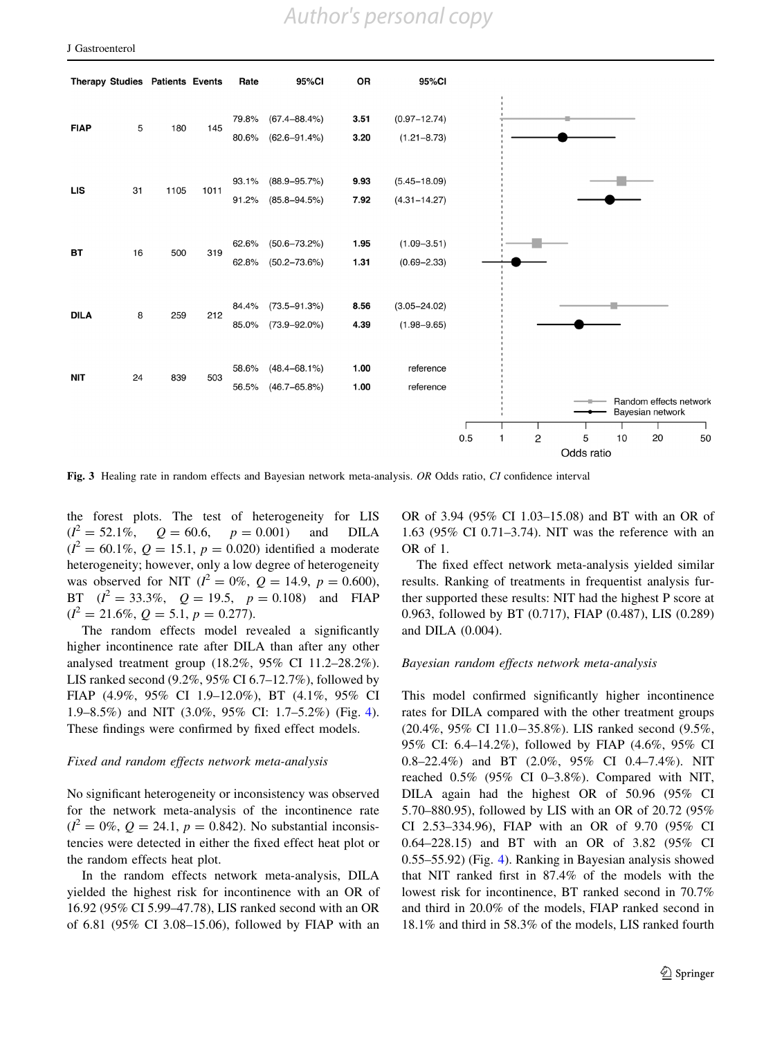| Therapy | Studies | Patients | Events | Rate | 95%CI | OR | 95%CI |
|---|---|---|---|---|---|---|---|
| FIAP | 5 | 180 | 145 | 79.8% | (67.4–88.4%) | 3.51 | (0.97–12.74) |
| | | | | 80.6% | (62.6–91.4%) | 3.20 | (1.21–8.73) |
| LIS | 31 | 1105 | 1011 | 93.1% | (88.9–95.7%) | 9.93 | (5.45–18.09) |
| | | | | 91.2% | (85.8–94.5%) | 7.92 | (4.31–14.27) |
| BT | 16 | 500 | 319 | 62.6% | (50.6–73.2%) | 1.95 | (1.09–3.51) |
| | | | | 62.8% | (50.2–73.6%) | 1.31 | (0.69–2.33) |
| DILA | 8 | 259 | 212 | 84.4% | (73.5–91.3%) | 8.56 | (3.05–24.02) |
| | | | | 85.0% | (73.9–92.0%) | 4.39 | (1.98–9.65) |
| NIT | 24 | 839 | 503 | 58.6% | (48.4–68.1%) | 1.00 | reference |
| | | | | 56.5% | (46.7–65.8%) | 1.00 | reference |

**Fig. 3** Healing rate in random effects and Bayesian network meta-analysis. *OR* Odds ratio, *CI* confidence interval

the forest plots. The test of heterogeneity for LIS ($I^2 = 52.1\%$, $Q = 60.6$, $p = 0.001$) and DILA ($I^2 = 60.1\%$, $Q = 15.1$, $p = 0.020$) identified a moderate heterogeneity; however, only a low degree of heterogeneity was observed for NIT ($I^2 = 0\%$, $Q = 14.9$, $p = 0.600$), BT ($I^2 = 33.3\%$, $Q = 19.5$, $p = 0.108$) and FIAP ($I^2 = 21.6\%$, $Q = 5.1$, $p = 0.277$).

The random effects model revealed a significantly higher incontinence rate after DILA than after any other analysed treatment group (18.2%, 95% CI 11.2–28.2%). LIS ranked second (9.2%, 95% CI 6.7–12.7%), followed by FIAP (4.9%, 95% CI 1.9–12.0%), BT (4.1%, 95% CI 1.9–8.5%) and NIT (3.0%, 95% CI: 1.7–5.2%) (Fig. 4). These findings were confirmed by fixed effect models.

*Fixed and random effects network meta-analysis*

No significant heterogeneity or inconsistency was observed for the network meta-analysis of the incontinence rate ($I^2 = 0\%$, $Q = 24.1$, $p = 0.842$). No substantial inconsistencies were detected in either the fixed effect heat plot or the random effects heat plot.

In the random effects network meta-analysis, DILA yielded the highest risk for incontinence with an OR of 16.92 (95% CI 5.99–47.78), LIS ranked second with an OR of 6.81 (95% CI 3.08–15.06), followed by FIAP with an OR of 3.94 (95% CI 1.03–15.08) and BT with an OR of 1.63 (95% CI 0.71–3.74). NIT was the reference with an OR of 1.

The fixed effect network meta-analysis yielded similar results. Ranking of treatments in frequentist analysis further supported these results: NIT had the highest P score at 0.963, followed by BT (0.717), FIAP (0.487), LIS (0.289) and DILA (0.004).

*Bayesian random effects network meta-analysis*

This model confirmed significantly higher incontinence rates for DILA compared with the other treatment groups (20.4%, 95% CI 11.0−35.8%). LIS ranked second (9.5%, 95% CI: 6.4–14.2%), followed by FIAP (4.6%, 95% CI 0.8–22.4%) and BT (2.0%, 95% CI 0.4–7.4%). NIT reached 0.5% (95% CI 0–3.8%). Compared with NIT, DILA again had the highest OR of 50.96 (95% CI 5.70–880.95), followed by LIS with an OR of 20.72 (95% CI 2.53–334.96), FIAP with an OR of 9.70 (95% CI 0.64–228.15) and BT with an OR of 3.82 (95% CI 0.55–55.92) (Fig. 4). Ranking in Bayesian analysis showed that NIT ranked first in 87.4% of the models with the lowest risk for incontinence, BT ranked second in 70.7% and third in 20.0% of the models, FIAP ranked second in 18.1% and third in 58.3% of the models, LIS ranked fourth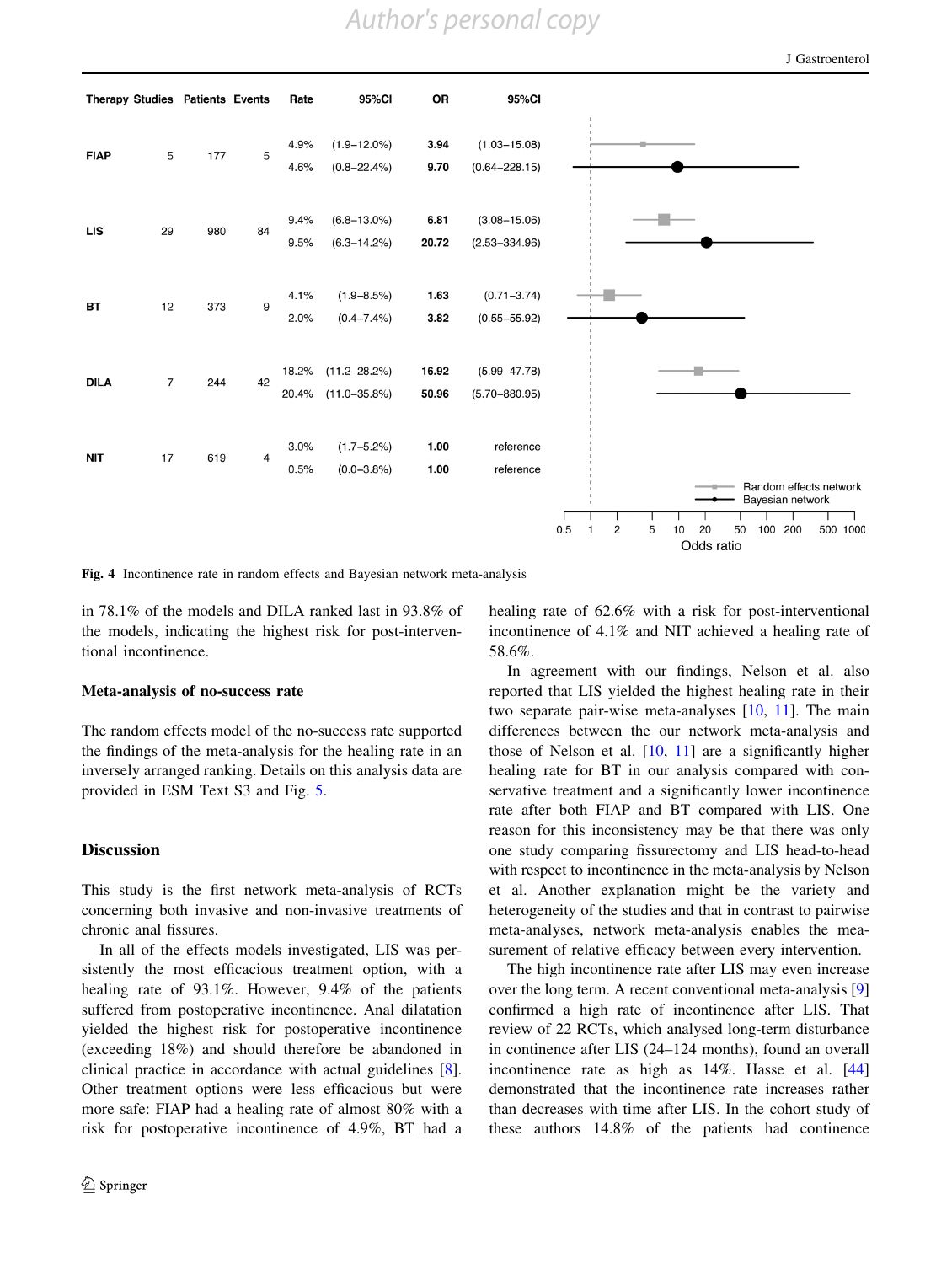| Therapy | Studies | Patients | Events | Rate | 95%CI | OR | 95%CI |
|---|---|---|---|---|---|---|---|
| FIAP | 5 | 177 | 5 | 4.9% | (1.9–12.0%) | **3.94** | (1.03–15.08) |
| | | | | 4.6% | (0.8–22.4%) | **9.70** | (0.64–228.15) |
| LIS | 29 | 980 | 84 | 9.4% | (6.8–13.0%) | **6.81** | (3.08–15.06) |
| | | | | 9.5% | (6.3–14.2%) | **20.72** | (2.53–334.96) |
| BT | 12 | 373 | 9 | 4.1% | (1.9–8.5%) | **1.63** | (0.71–3.74) |
| | | | | 2.0% | (0.4–7.4%) | **3.82** | (0.55–55.92) |
| DILA | 7 | 244 | 42 | 18.2% | (11.2–28.2%) | **16.92** | (5.99–47.78) |
| | | | | 20.4% | (11.0–35.8%) | **50.96** | (5.70–880.95) |
| NIT | 17 | 619 | 4 | 3.0% | (1.7–5.2%) | **1.00** | reference |
| | | | | 0.5% | (0.0–3.8%) | **1.00** | reference |

Legend: Random effects network; Bayesian network. Odds ratio axis: 0.5, 1, 2, 5, 10, 20, 50, 100, 200, 500, 1000

**Fig. 4** Incontinence rate in random effects and Bayesian network meta-analysis

in 78.1% of the models and DILA ranked last in 93.8% of the models, indicating the highest risk for post-interventional incontinence.

### Meta-analysis of no-success rate

The random effects model of the no-success rate supported the findings of the meta-analysis for the healing rate in an inversely arranged ranking. Details on this analysis data are provided in ESM Text S3 and Fig. 5.

## Discussion

This study is the first network meta-analysis of RCTs concerning both invasive and non-invasive treatments of chronic anal fissures.

In all of the effects models investigated, LIS was persistently the most efficacious treatment option, with a healing rate of 93.1%. However, 9.4% of the patients suffered from postoperative incontinence. Anal dilatation yielded the highest risk for postoperative incontinence (exceeding 18%) and should therefore be abandoned in clinical practice in accordance with actual guidelines [8]. Other treatment options were less efficacious but were more safe: FIAP had a healing rate of almost 80% with a risk for postoperative incontinence of 4.9%, BT had a healing rate of 62.6% with a risk for post-interventional incontinence of 4.1% and NIT achieved a healing rate of 58.6%.

In agreement with our findings, Nelson et al. also reported that LIS yielded the highest healing rate in their two separate pair-wise meta-analyses [10, 11]. The main differences between the our network meta-analysis and those of Nelson et al. [10, 11] are a significantly higher healing rate for BT in our analysis compared with conservative treatment and a significantly lower incontinence rate after both FIAP and BT compared with LIS. One reason for this inconsistency may be that there was only one study comparing fissurectomy and LIS head-to-head with respect to incontinence in the meta-analysis by Nelson et al. Another explanation might be the variety and heterogeneity of the studies and that in contrast to pairwise meta-analyses, network meta-analysis enables the measurement of relative efficacy between every intervention.

The high incontinence rate after LIS may even increase over the long term. A recent conventional meta-analysis [9] confirmed a high rate of incontinence after LIS. That review of 22 RCTs, which analysed long-term disturbance in continence after LIS (24–124 months), found an overall incontinence rate as high as 14%. Hasse et al. [44] demonstrated that the incontinence rate increases rather than decreases with time after LIS. In the cohort study of these authors 14.8% of the patients had continence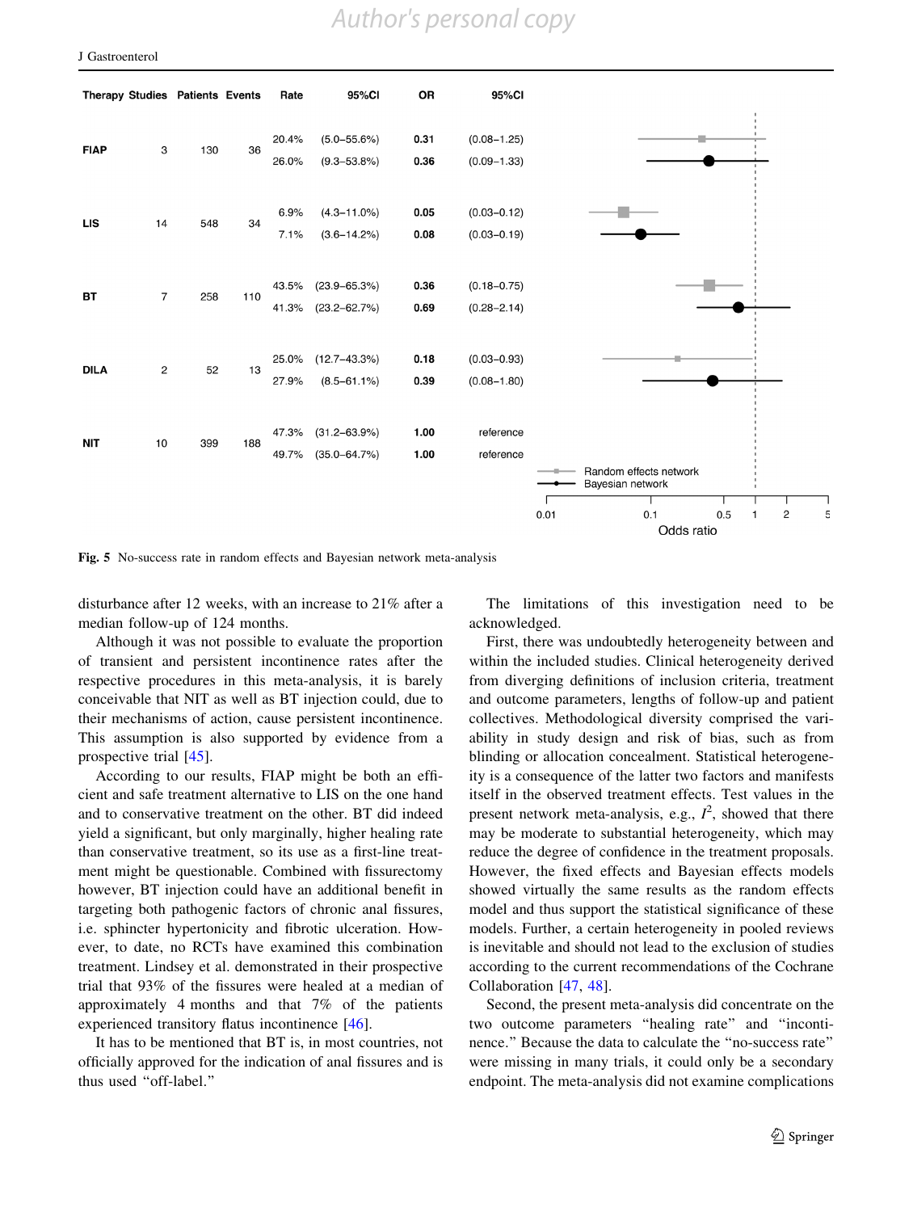Therapy Studies Patients Events Rate 95%CI OR 95%CI

FIAP 3 130 36
20.4% (5.0–55.6%) 0.31 (0.08–1.25)
26.0% (9.3–53.8%) 0.36 (0.09–1.33)

LIS 14 548 34
6.9% (4.3–11.0%) 0.05 (0.03–0.12)
7.1% (3.6–14.2%) 0.08 (0.03–0.19)

BT 7 258 110
43.5% (23.9–65.3%) 0.36 (0.18–0.75)
41.3% (23.2–62.7%) 0.69 (0.28–2.14)

DILA 2 52 13
25.0% (12.7–43.3%) 0.18 (0.03–0.93)
27.9% (8.5–61.1%) 0.39 (0.08–1.80)

NIT 10 399 188
47.3% (31.2–63.9%) 1.00 reference
49.7% (35.0–64.7%) 1.00 reference

Random effects network
Bayesian network

0.01
0.1
0.5
1
2
5
Odds ratio

**Fig. 5** No-success rate in random effects and Bayesian network meta-analysis

disturbance after 12 weeks, with an increase to 21% after a median follow-up of 124 months.

Although it was not possible to evaluate the proportion of transient and persistent incontinence after the respective procedures in this meta-analysis, it is barely conceivable that NIT as well as BT injection could, due to their mechanisms of action, cause persistent incontinence. This assumption is also supported by evidence from a prospective trial [45].

According to our results, FIAP might be both an efficient and safe treatment alternative to LIS on the one hand and to conservative treatment on the other. BT did indeed yield a significant, but only marginally, higher healing rate than conservative treatment, so its use as a first-line treatment might be questionable. Combined with fissurectomy however, BT injection could have an additional benefit in targeting both pathogenic factors of chronic anal fissures, i.e. sphincter hypertonicity and fibrotic ulceration. However, to date, no RCTs have examined this combination treatment. Lindsey et al. demonstrated in their prospective trial that 93% of the fissures were healed at a median of approximately 4 months and that 7% of the patients experienced transitory flatus incontinence [46].

It has to be mentioned that BT is, in most countries, not officially approved for the indication of anal fissures and is thus used "off-label."

The limitations of this investigation need to be acknowledged.

First, there was undoubtedly heterogeneity between and within the included studies. Clinical heterogeneity derived from diverging definitions of inclusion criteria, treatment and outcome parameters, lengths of follow-up and patient collectives. Methodological diversity comprised the variability in study design and risk of bias, such as from blinding or allocation concealment. Statistical heterogeneity is a consequence of the latter two factors and manifests itself in the observed treatment effects. Test values in the present network meta-analysis, e.g., $I^2$, showed that there may be moderate to substantial heterogeneity, which may reduce the degree of confidence in the treatment proposals. However, the fixed effects and Bayesian effects models showed virtually the same results as the random effects model and thus support the statistical significance of these models. Further, a certain heterogeneity in pooled reviews is inevitable and should not lead to the exclusion of studies according to the current recommendations of the Cochrane Collaboration [47, 48].

Second, the present meta-analysis did concentrate on the two outcome parameters "healing rate" and "incontinence." Because the data to calculate the "no-success rate" were missing in many trials, it could only be a secondary endpoint. The meta-analysis did not examine complications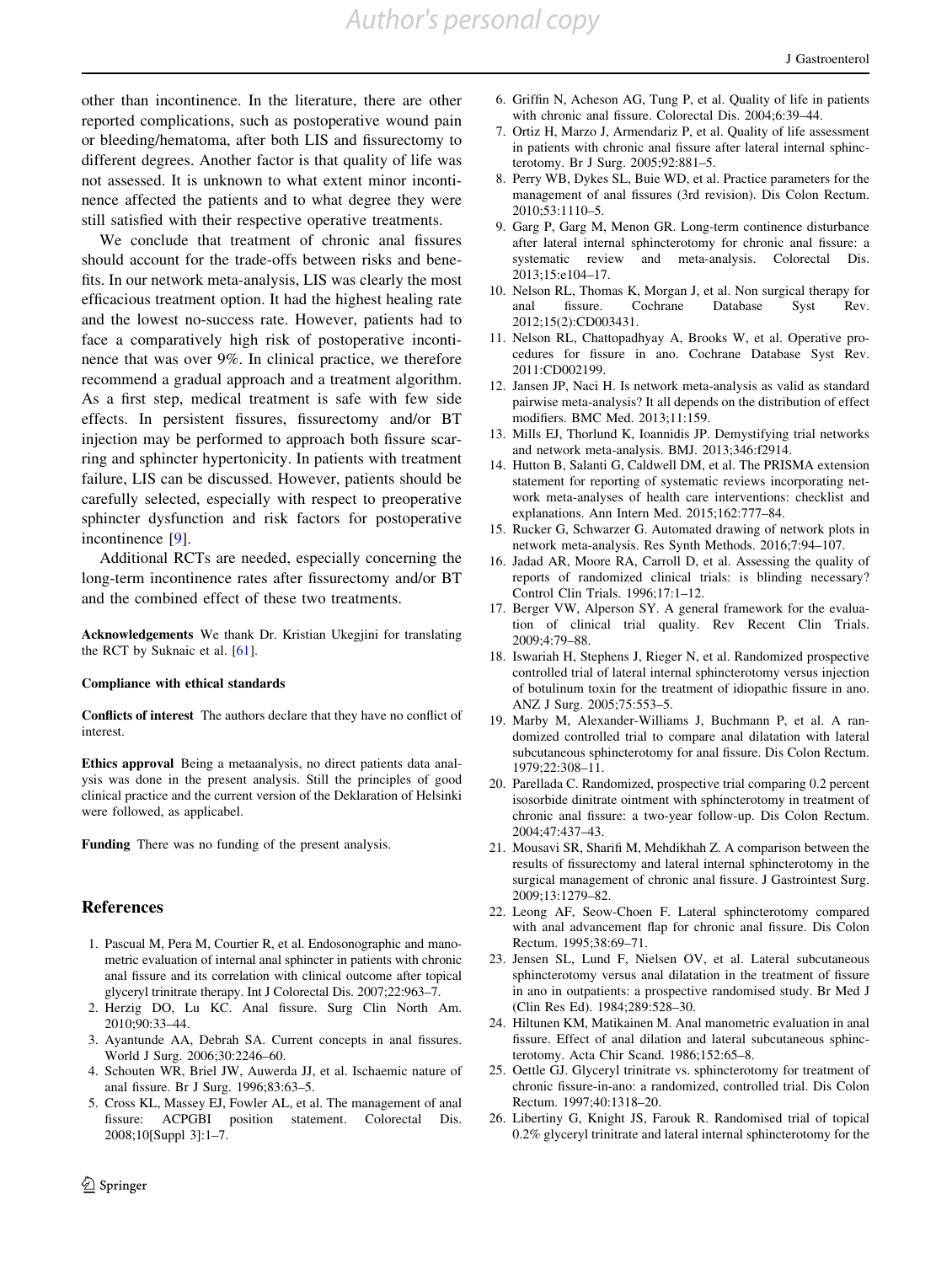other than incontinence. In the literature, there are other reported complications, such as postoperative wound pain or bleeding/hematoma, after both LIS and fissurectomy to different degrees. Another factor is that quality of life was not assessed. It is unknown to what extent minor incontinence affected the patients and to what degree they were still satisfied with their respective operative treatments.

We conclude that treatment of chronic anal fissures should account for the trade-offs between risks and benefits. In our network meta-analysis, LIS was clearly the most efficacious treatment option. It had the highest healing rate and the lowest no-success rate. However, patients had to face a comparatively high risk of postoperative incontinence that was over 9%. In clinical practice, we therefore recommend a gradual approach and a treatment algorithm. As a first step, medical treatment is safe with few side effects. In persistent fissures, fissurectomy and/or BT injection may be performed to approach both fissure scarring and sphincter hypertonicity. In patients with treatment failure, LIS can be discussed. However, patients should be carefully selected, especially with respect to preoperative sphincter dysfunction and risk factors for postoperative incontinence [9].

Additional RCTs are needed, especially concerning the long-term incontinence rates after fissurectomy and/or BT and the combined effect of these two treatments.

**Acknowledgements** We thank Dr. Kristian Ukegjini for translating the RCT by Suknaic et al. [61].

**Compliance with ethical standards**

**Conflicts of interest** The authors declare that they have no conflict of interest.

**Ethics approval** Being a metaanalysis, no direct patients data analysis was done in the present analysis. Still the principles of good clinical practice and the current version of the Deklaration of Helsinki were followed, as applicabel.

**Funding** There was no funding of the present analysis.

## References

1. Pascual M, Pera M, Courtier R, et al. Endosonographic and manometric evaluation of internal anal sphincter in patients with chronic anal fissure and its correlation with clinical outcome after topical glyceryl trinitrate therapy. Int J Colorectal Dis. 2007;22:963–7.
2. Herzig DO, Lu KC. Anal fissure. Surg Clin North Am. 2010;90:33–44.
3. Ayantunde AA, Debrah SA. Current concepts in anal fissures. World J Surg. 2006;30:2246–60.
4. Schouten WR, Briel JW, Auwerda JJ, et al. Ischaemic nature of anal fissure. Br J Surg. 1996;83:63–5.
5. Cross KL, Massey EJ, Fowler AL, et al. The management of anal fissure: ACPGBI position statement. Colorectal Dis. 2008;10[Suppl 3]:1–7.
6. Griffin N, Acheson AG, Tung P, et al. Quality of life in patients with chronic anal fissure. Colorectal Dis. 2004;6:39–44.
7. Ortiz H, Marzo J, Armendariz P, et al. Quality of life assessment in patients with chronic anal fissure after lateral internal sphincterotomy. Br J Surg. 2005;92:881–5.
8. Perry WB, Dykes SL, Buie WD, et al. Practice parameters for the management of anal fissures (3rd revision). Dis Colon Rectum. 2010;53:1110–5.
9. Garg P, Garg M, Menon GR. Long-term continence disturbance after lateral internal sphincterotomy for chronic anal fissure: a systematic review and meta-analysis. Colorectal Dis. 2013;15:e104–17.
10. Nelson RL, Thomas K, Morgan J, et al. Non surgical therapy for anal fissure. Cochrane Database Syst Rev. 2012;15(2):CD003431.
11. Nelson RL, Chattopadhyay A, Brooks W, et al. Operative procedures for fissure in ano. Cochrane Database Syst Rev. 2011:CD002199.
12. Jansen JP, Naci H. Is network meta-analysis as valid as standard pairwise meta-analysis? It all depends on the distribution of effect modifiers. BMC Med. 2013;11:159.
13. Mills EJ, Thorlund K, Ioannidis JP. Demystifying trial networks and network meta-analysis. BMJ. 2013;346:f2914.
14. Hutton B, Salanti G, Caldwell DM, et al. The PRISMA extension statement for reporting of systematic reviews incorporating network meta-analyses of health care interventions: checklist and explanations. Ann Intern Med. 2015;162:777–84.
15. Rucker G, Schwarzer G. Automated drawing of network plots in network meta-analysis. Res Synth Methods. 2016;7:94–107.
16. Jadad AR, Moore RA, Carroll D, et al. Assessing the quality of reports of randomized clinical trials: is blinding necessary? Control Clin Trials. 1996;17:1–12.
17. Berger VW, Alperson SY. A general framework for the evaluation of clinical trial quality. Rev Recent Clin Trials. 2009;4:79–88.
18. Iswariah H, Stephens J, Rieger N, et al. Randomized prospective controlled trial of lateral internal sphincterotomy versus injection of botulinum toxin for the treatment of idiopathic fissure in ano. ANZ J Surg. 2005;75:553–5.
19. Marby M, Alexander-Williams J, Buchmann P, et al. A randomized controlled trial to compare anal dilatation with lateral subcutaneous sphincterotomy for anal fissure. Dis Colon Rectum. 1979;22:308–11.
20. Parellada C. Randomized, prospective trial comparing 0.2 percent isosorbide dinitrate ointment with sphincterotomy in treatment of chronic anal fissure: a two-year follow-up. Dis Colon Rectum. 2004;47:437–43.
21. Mousavi SR, Sharifi M, Mehdikhah Z. A comparison between the results of fissurectomy and lateral internal sphincterotomy in the surgical management of chronic anal fissure. J Gastrointest Surg. 2009;13:1279–82.
22. Leong AF, Seow-Choen F. Lateral sphincterotomy compared with anal advancement flap for chronic anal fissure. Dis Colon Rectum. 1995;38:69–71.
23. Jensen SL, Lund F, Nielsen OV, et al. Lateral subcutaneous sphincterotomy versus anal dilatation in the treatment of fissure in ano in outpatients: a prospective randomised study. Br Med J (Clin Res Ed). 1984;289:528–30.
24. Hiltunen KM, Matikainen M. Anal manometric evaluation in anal fissure. Effect of anal dilation and lateral subcutaneous sphincterotomy. Acta Chir Scand. 1986;152:65–8.
25. Oettle GJ. Glyceryl trinitrate vs. sphincterotomy for treatment of chronic fissure-in-ano: a randomized, controlled trial. Dis Colon Rectum. 1997;40:1318–20.
26. Libertiny G, Knight JS, Farouk R. Randomised trial of topical 0.2% glyceryl trinitrate and lateral internal sphincterotomy for the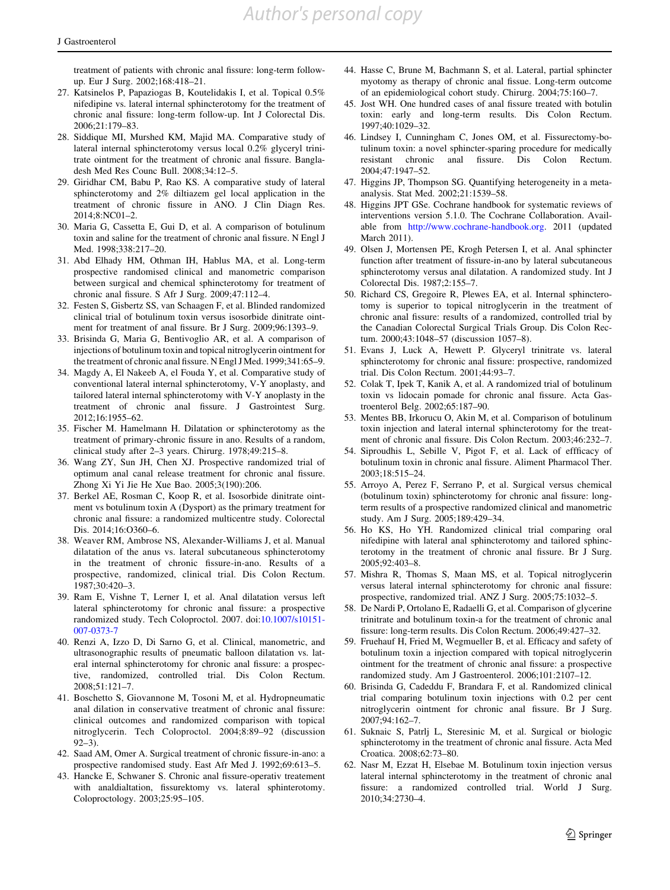treatment of patients with chronic anal fissure: long-term follow-up. Eur J Surg. 2002;168:418–21.

27. Katsinelos P, Papaziogas B, Koutelidakis I, et al. Topical 0.5% nifedipine vs. lateral internal sphincterotomy for the treatment of chronic anal fissure: long-term follow-up. Int J Colorectal Dis. 2006;21:179–83.
28. Siddique MI, Murshed KM, Majid MA. Comparative study of lateral internal sphincterotomy versus local 0.2% glyceryl trinitrate ointment for the treatment of chronic anal fissure. Bangladesh Med Res Counc Bull. 2008;34:12–5.
29. Giridhar CM, Babu P, Rao KS. A comparative study of lateral sphincterotomy and 2% diltiazem gel local application in the treatment of chronic fissure in ANO. J Clin Diagn Res. 2014;8:NC01–2.
30. Maria G, Cassetta E, Gui D, et al. A comparison of botulinum toxin and saline for the treatment of chronic anal fissure. N Engl J Med. 1998;338:217–20.
31. Abd Elhady HM, Othman IH, Hablus MA, et al. Long-term prospective randomised clinical and manometric comparison between surgical and chemical sphincterotomy for treatment of chronic anal fissure. S Afr J Surg. 2009;47:112–4.
32. Festen S, Gisbertz SS, van Schaagen F, et al. Blinded randomized clinical trial of botulinum toxin versus isosorbide dinitrate ointment for treatment of anal fissure. Br J Surg. 2009;96:1393–9.
33. Brisinda G, Maria G, Bentivoglio AR, et al. A comparison of injections of botulinum toxin and topical nitroglycerin ointment for the treatment of chronic anal fissure. N Engl J Med. 1999;341:65–9.
34. Magdy A, El Nakeeb A, el Fouda Y, et al. Comparative study of conventional lateral internal sphincterotomy, V-Y anoplasty, and tailored lateral internal sphincterotomy with V-Y anoplasty in the treatment of chronic anal fissure. J Gastrointest Surg. 2012;16:1955–62.
35. Fischer M. Hamelmann H. Dilatation or sphincterotomy as the treatment of primary-chronic fissure in ano. Results of a random, clinical study after 2–3 years. Chirurg. 1978;49:215–8.
36. Wang ZY, Sun JH, Chen XJ. Prospective randomized trial of optimum anal canal release treatment for chronic anal fissure. Zhong Xi Yi Jie He Xue Bao. 2005;3(190):206.
37. Berkel AE, Rosman C, Koop R, et al. Isosorbide dinitrate ointment vs botulinum toxin A (Dysport) as the primary treatment for chronic anal fissure: a randomized multicentre study. Colorectal Dis. 2014;16:O360–6.
38. Weaver RM, Ambrose NS, Alexander-Williams J, et al. Manual dilatation of the anus vs. lateral subcutaneous sphincterotomy in the treatment of chronic fissure-in-ano. Results of a prospective, randomized, clinical trial. Dis Colon Rectum. 1987;30:420–3.
39. Ram E, Vishne T, Lerner I, et al. Anal dilatation versus left lateral sphincterotomy for chronic anal fissure: a prospective randomized study. Tech Coloproctol. 2007. doi:10.1007/s10151-007-0373-7
40. Renzi A, Izzo D, Di Sarno G, et al. Clinical, manometric, and ultrasonographic results of pneumatic balloon dilatation vs. lateral internal sphincterotomy for chronic anal fissure: a prospective, randomized, controlled trial. Dis Colon Rectum. 2008;51:121–7.
41. Boschetto S, Giovannone M, Tosoni M, et al. Hydropneumatic anal dilation in conservative treatment of chronic anal fissure: clinical outcomes and randomized comparison with topical nitroglycerin. Tech Coloproctol. 2004;8:89–92 (discussion 92–3).
42. Saad AM, Omer A. Surgical treatment of chronic fissure-in-ano: a prospective randomised study. East Afr Med J. 1992;69:613–5.
43. Hancke E, Schwaner S. Chronic anal fissure-operativ treatement with analdialtation, fissurektomy vs. lateral sphinterotomy. Coloproctology. 2003;25:95–105.
44. Hasse C, Brune M, Bachmann S, et al. Lateral, partial sphincter myotomy as therapy of chronic anal fissue. Long-term outcome of an epidemiological cohort study. Chirurg. 2004;75:160–7.
45. Jost WH. One hundred cases of anal fissure treated with botulin toxin: early and long-term results. Dis Colon Rectum. 1997;40:1029–32.
46. Lindsey I, Cunningham C, Jones OM, et al. Fissurectomy-botulinum toxin: a novel sphincter-sparing procedure for medically resistant chronic anal fissure. Dis Colon Rectum. 2004;47:1947–52.
47. Higgins JP, Thompson SG. Quantifying heterogeneity in a meta-analysis. Stat Med. 2002;21:1539–58.
48. Higgins JPT GSe. Cochrane handbook for systematic reviews of interventions version 5.1.0. The Cochrane Collaboration. Available from http://www.cochrane-handbook.org. 2011 (updated March 2011).
49. Olsen J, Mortensen PE, Krogh Petersen I, et al. Anal sphincter function after treatment of fissure-in-ano by lateral subcutaneous sphincterotomy versus anal dilatation. A randomized study. Int J Colorectal Dis. 1987;2:155–7.
50. Richard CS, Gregoire R, Plewes EA, et al. Internal sphincterotomy is superior to topical nitroglycerin in the treatment of chronic anal fissure: results of a randomized, controlled trial by the Canadian Colorectal Surgical Trials Group. Dis Colon Rectum. 2000;43:1048–57 (discussion 1057–8).
51. Evans J, Luck A, Hewett P. Glyceryl trinitrate vs. lateral sphincterotomy for chronic anal fissure: prospective, randomized trial. Dis Colon Rectum. 2001;44:93–7.
52. Colak T, Ipek T, Kanik A, et al. A randomized trial of botulinum toxin vs lidocain pomade for chronic anal fissure. Acta Gastroenterol Belg. 2002;65:187–90.
53. Mentes BB, Irkorucu O, Akin M, et al. Comparison of botulinum toxin injection and lateral internal sphincterotomy for the treatment of chronic anal fissure. Dis Colon Rectum. 2003;46:232–7.
54. Siproudhis L, Sebille V, Pigot F, et al. Lack of effficacy of botulinum toxin in chronic anal fissure. Aliment Pharmacol Ther. 2003;18:515–24.
55. Arroyo A, Perez F, Serrano P, et al. Surgical versus chemical (botulinum toxin) sphincterotomy for chronic anal fissure: long-term results of a prospective randomized clinical and manometric study. Am J Surg. 2005;189:429–34.
56. Ho KS, Ho YH. Randomized clinical trial comparing oral nifedipine with lateral anal sphincterotomy and tailored sphincterotomy in the treatment of chronic anal fissure. Br J Surg. 2005;92:403–8.
57. Mishra R, Thomas S, Maan MS, et al. Topical nitroglycerin versus lateral internal sphincterotomy for chronic anal fissure: prospective, randomized trial. ANZ J Surg. 2005;75:1032–5.
58. De Nardi P, Ortolano E, Radaelli G, et al. Comparison of glycerine trinitrate and botulinum toxin-a for the treatment of chronic anal fissure: long-term results. Dis Colon Rectum. 2006;49:427–32.
59. Fruehauf H, Fried M, Wegmueller B, et al. Efficacy and safety of botulinum toxin a injection compared with topical nitroglycerin ointment for the treatment of chronic anal fissure: a prospective randomized study. Am J Gastroenterol. 2006;101:2107–12.
60. Brisinda G, Cadeddu F, Brandara F, et al. Randomized clinical trial comparing botulinum toxin injections with 0.2 per cent nitroglycerin ointment for chronic anal fissure. Br J Surg. 2007;94:162–7.
61. Suknaic S, Patrlj L, Steresinic M, et al. Surgical or biologic sphincterotomy in the treatment of chronic anal fissure. Acta Med Croatica. 2008;62:73–80.
62. Nasr M, Ezzat H, Elsebae M. Botulinum toxin injection versus lateral internal sphincterotomy in the treatment of chronic anal fissure: a randomized controlled trial. World J Surg. 2010;34:2730–4.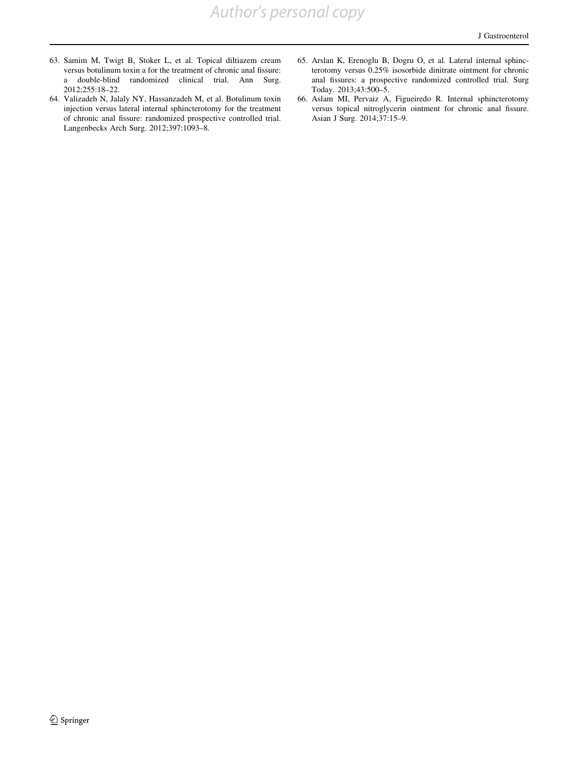63. Samim M, Twigt B, Stoker L, et al. Topical diltiazem cream versus botulinum toxin a for the treatment of chronic anal fissure: a double-blind randomized clinical trial. Ann Surg. 2012;255:18–22.
64. Valizadeh N, Jalaly NY, Hassanzadeh M, et al. Botulinum toxin injection versus lateral internal sphincterotomy for the treatment of chronic anal fissure: randomized prospective controlled trial. Langenbecks Arch Surg. 2012;397:1093–8.
65. Arslan K, Erenoglu B, Dogru O, et al. Lateral internal sphincterotomy versus 0.25% isosorbide dinitrate ointment for chronic anal fissures: a prospective randomized controlled trial. Surg Today. 2013;43:500–5.
66. Aslam MI, Pervaiz A, Figueiredo R. Internal sphincterotomy versus topical nitroglycerin ointment for chronic anal fissure. Asian J Surg. 2014;37:15–9.